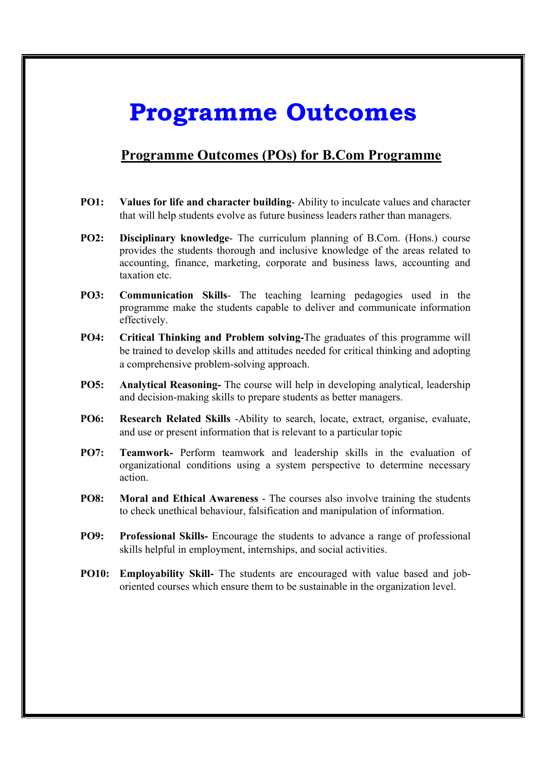# Programme Outcomes

## Programme Outcomes (POs) for B.Com Programme

**PO1:** **Values for life and character building**- Ability to inculcate values and character that will help students evolve as future business leaders rather than managers.

**PO2:** **Disciplinary knowledge**- The curriculum planning of B.Com. (Hons.) course provides the students thorough and inclusive knowledge of the areas related to accounting, finance, marketing, corporate and business laws, accounting and taxation etc.

**PO3:** **Communication Skills**- The teaching learning pedagogies used in the programme make the students capable to deliver and communicate information effectively.

**PO4:** **Critical Thinking and Problem solving-**The graduates of this programme will be trained to develop skills and attitudes needed for critical thinking and adopting a comprehensive problem-solving approach.

**PO5:** **Analytical Reasoning-** The course will help in developing analytical, leadership and decision-making skills to prepare students as better managers.

**PO6:** **Research Related Skills** -Ability to search, locate, extract, organise, evaluate, and use or present information that is relevant to a particular topic

**PO7:** **Teamwork-** Perform teamwork and leadership skills in the evaluation of organizational conditions using a system perspective to determine necessary action.

**PO8:** **Moral and Ethical Awareness** - The courses also involve training the students to check unethical behaviour, falsification and manipulation of information.

**PO9:** **Professional Skills-** Encourage the students to advance a range of professional skills helpful in employment, internships, and social activities.

**PO10:** **Employability Skill-** The students are encouraged with value based and job-oriented courses which ensure them to be sustainable in the organization level.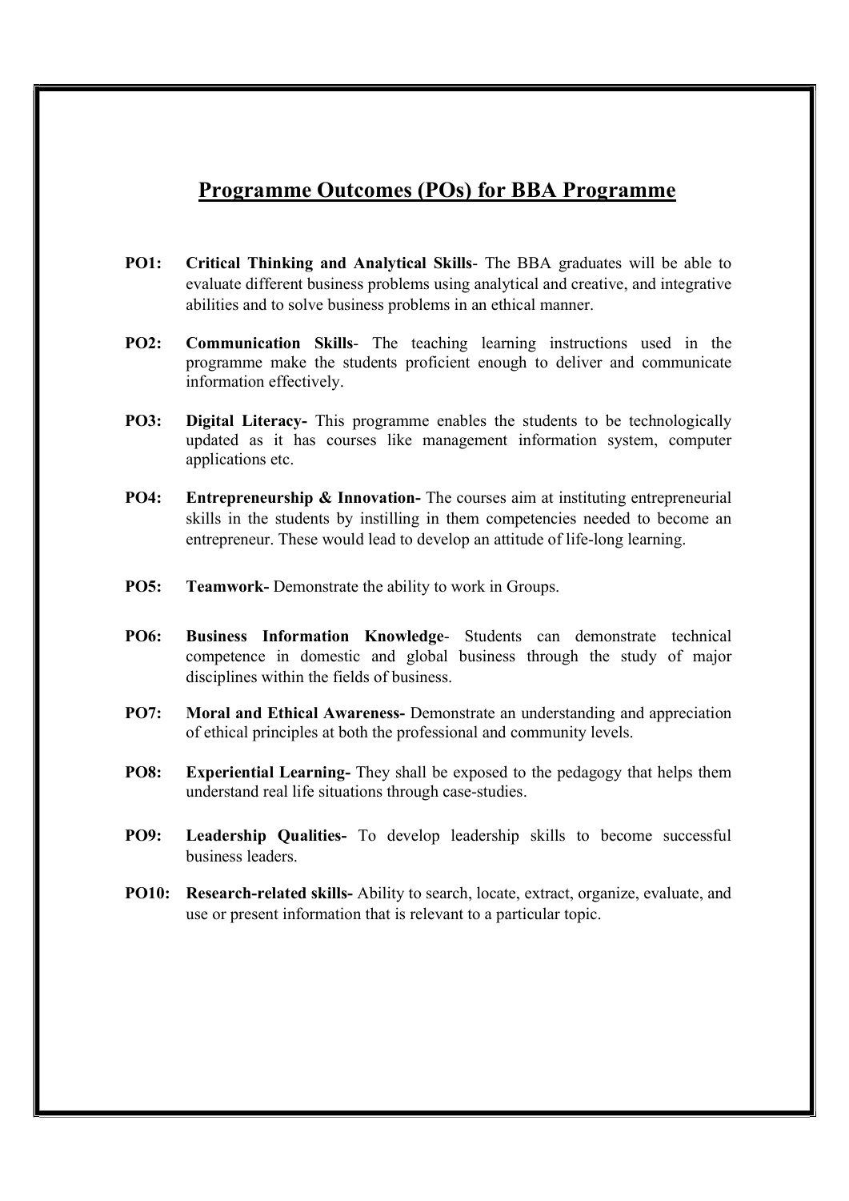## Programme Outcomes (POs) for BBA Programme

**PO1:** **Critical Thinking and Analytical Skills**- The BBA graduates will be able to evaluate different business problems using analytical and creative, and integrative abilities and to solve business problems in an ethical manner.

**PO2:** **Communication Skills**- The teaching learning instructions used in the programme make the students proficient enough to deliver and communicate information effectively.

**PO3:** **Digital Literacy-** This programme enables the students to be technologically updated as it has courses like management information system, computer applications etc.

**PO4:** **Entrepreneurship & Innovation-** The courses aim at instituting entrepreneurial skills in the students by instilling in them competencies needed to become an entrepreneur. These would lead to develop an attitude of life-long learning.

**PO5:** **Teamwork-** Demonstrate the ability to work in Groups.

**PO6:** **Business Information Knowledge**- Students can demonstrate technical competence in domestic and global business through the study of major disciplines within the fields of business.

**PO7:** **Moral and Ethical Awareness-** Demonstrate an understanding and appreciation of ethical principles at both the professional and community levels.

**PO8:** **Experiential Learning-** They shall be exposed to the pedagogy that helps them understand real life situations through case-studies.

**PO9:** **Leadership Qualities-** To develop leadership skills to become successful business leaders.

**PO10:** **Research-related skills-** Ability to search, locate, extract, organize, evaluate, and use or present information that is relevant to a particular topic.